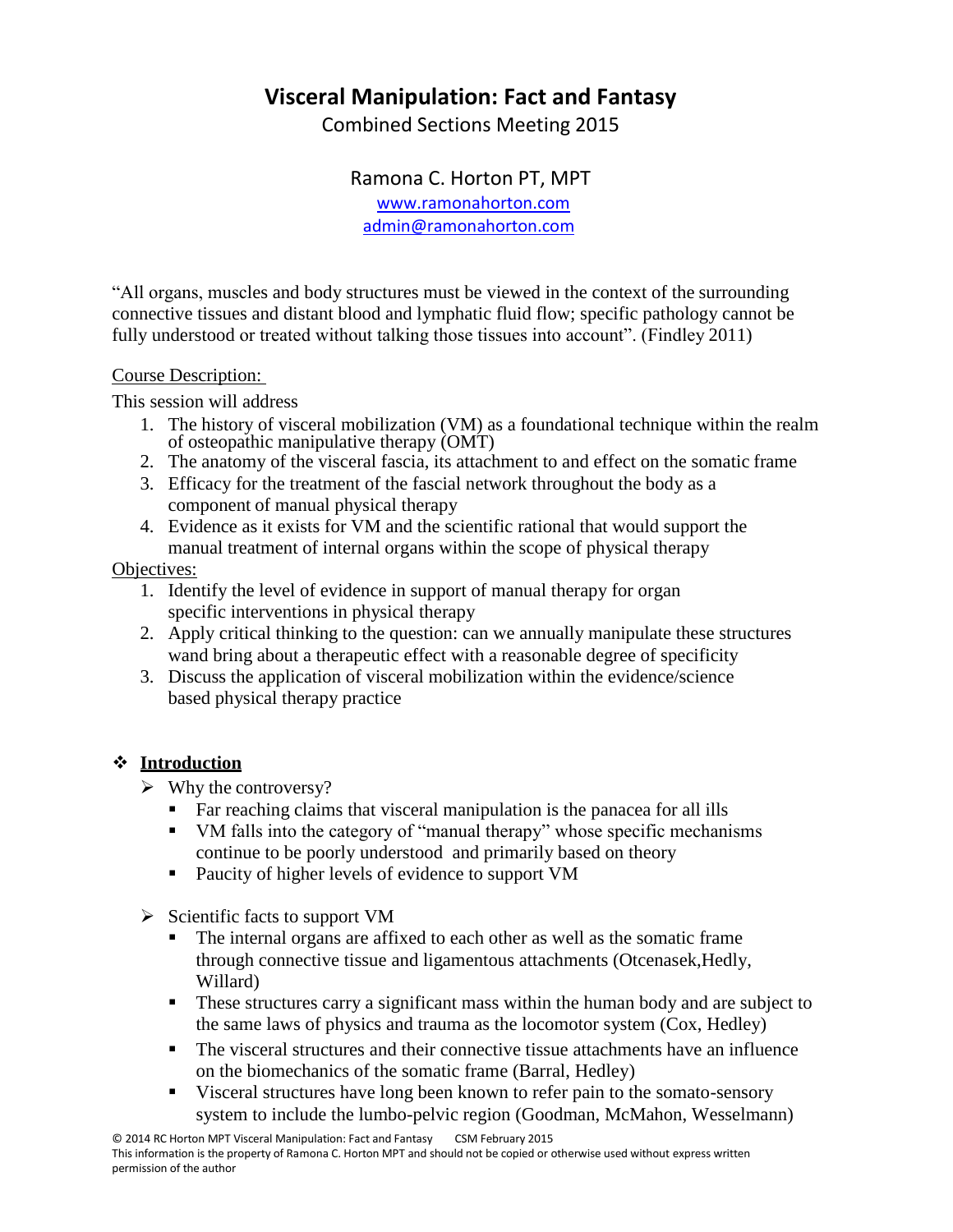# Visceral Manipulation: Fact and Fantasy

Combined Sections Meeting 2015

Ramona C. Horton PT, MPT

www.ramonahorton.com

admin@ramonahorton.com

"All organs, muscles and body structures must be viewed in the context of the surrounding connective tissues and distant blood and lymphatic fluid flow; specific pathology cannot be fully understood or treated without talking those tissues into account". (Findley 2011)

Course Description:

This session will address

1. The history of visceral mobilization (VM) as a foundational technique within the realm of osteopathic manipulative therapy (OMT)
2. The anatomy of the visceral fascia, its attachment to and effect on the somatic frame
3. Efficacy for the treatment of the fascial network throughout the body as a component of manual physical therapy
4. Evidence as it exists for VM and the scientific rational that would support the manual treatment of internal organs within the scope of physical therapy

Objectives:

1. Identify the level of evidence in support of manual therapy for organ specific interventions in physical therapy
2. Apply critical thinking to the question: can we annually manipulate these structures wand bring about a therapeutic effect with a reasonable degree of specificity
3. Discuss the application of visceral mobilization within the evidence/science based physical therapy practice

## Introduction

- Why the controversy?
  - Far reaching claims that visceral manipulation is the panacea for all ills
  - VM falls into the category of "manual therapy" whose specific mechanisms continue to be poorly understood and primarily based on theory
  - Paucity of higher levels of evidence to support VM
- Scientific facts to support VM
  - The internal organs are affixed to each other as well as the somatic frame through connective tissue and ligamentous attachments (Otcenasek,Hedly, Willard)
  - These structures carry a significant mass within the human body and are subject to the same laws of physics and trauma as the locomotor system (Cox, Hedley)
  - The visceral structures and their connective tissue attachments have an influence on the biomechanics of the somatic frame (Barral, Hedley)
  - Visceral structures have long been known to refer pain to the somato-sensory system to include the lumbo-pelvic region (Goodman, McMahon, Wesselmann)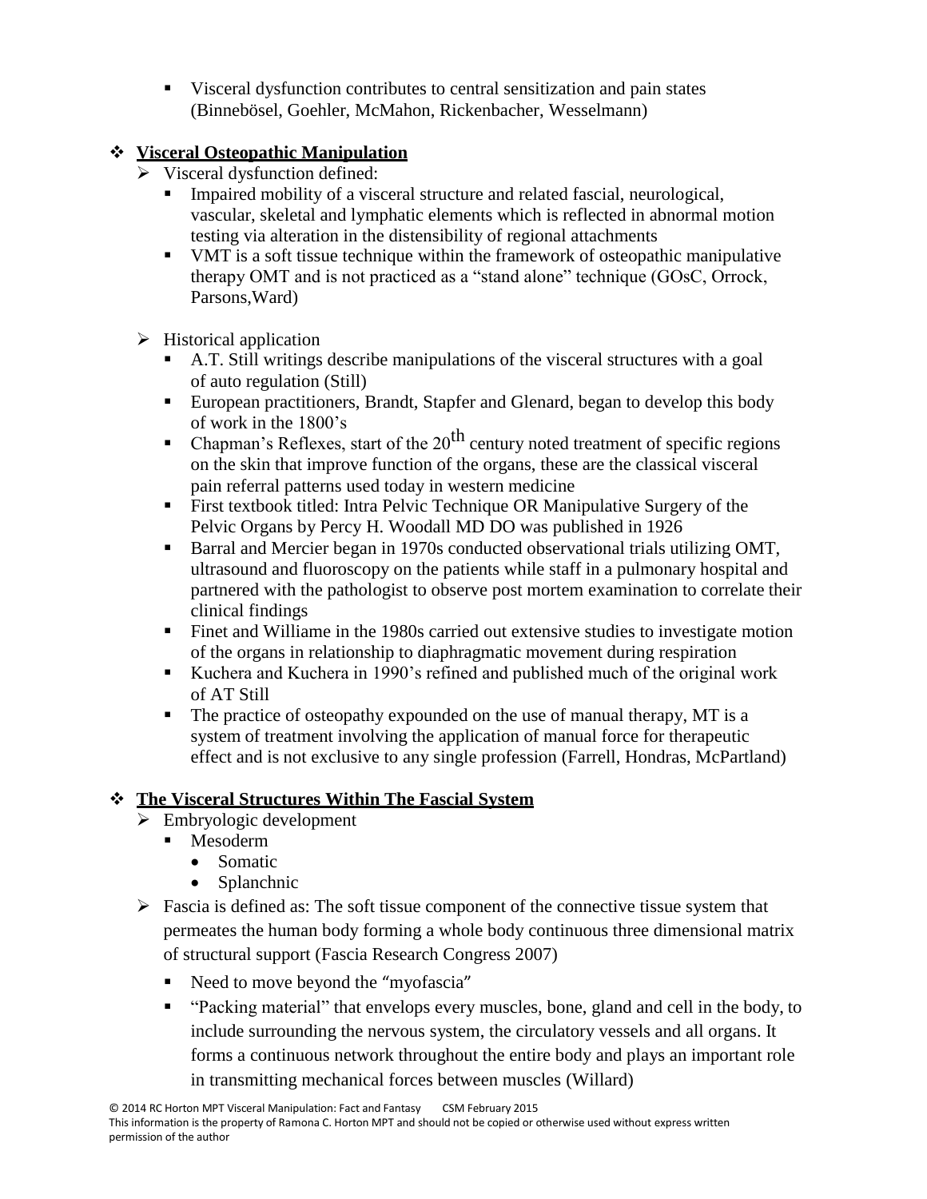- Visceral dysfunction contributes to central sensitization and pain states (Binnebösel, Goehler, McMahon, Rickenbacher, Wesselmann)

## Visceral Osteopathic Manipulation

- Visceral dysfunction defined:
  - Impaired mobility of a visceral structure and related fascial, neurological, vascular, skeletal and lymphatic elements which is reflected in abnormal motion testing via alteration in the distensibility of regional attachments
  - VMT is a soft tissue technique within the framework of osteopathic manipulative therapy OMT and is not practiced as a "stand alone" technique (GOsC, Orrock, Parsons,Ward)
- Historical application
  - A.T. Still writings describe manipulations of the visceral structures with a goal of auto regulation (Still)
  - European practitioners, Brandt, Stapfer and Glenard, began to develop this body of work in the 1800's
  - Chapman's Reflexes, start of the 20th century noted treatment of specific regions on the skin that improve function of the organs, these are the classical visceral pain referral patterns used today in western medicine
  - First textbook titled: Intra Pelvic Technique OR Manipulative Surgery of the Pelvic Organs by Percy H. Woodall MD DO was published in 1926
  - Barral and Mercier began in 1970s conducted observational trials utilizing OMT, ultrasound and fluoroscopy on the patients while staff in a pulmonary hospital and partnered with the pathologist to observe post mortem examination to correlate their clinical findings
  - Finet and Williame in the 1980s carried out extensive studies to investigate motion of the organs in relationship to diaphragmatic movement during respiration
  - Kuchera and Kuchera in 1990's refined and published much of the original work of AT Still
  - The practice of osteopathy expounded on the use of manual therapy, MT is a system of treatment involving the application of manual force for therapeutic effect and is not exclusive to any single profession (Farrell, Hondras, McPartland)

## The Visceral Structures Within The Fascial System

- Embryologic development
  - Mesoderm
    - Somatic
    - Splanchnic
- Fascia is defined as: The soft tissue component of the connective tissue system that permeates the human body forming a whole body continuous three dimensional matrix of structural support (Fascia Research Congress 2007)
  - Need to move beyond the "myofascia"
  - "Packing material" that envelops every muscles, bone, gland and cell in the body, to include surrounding the nervous system, the circulatory vessels and all organs. It forms a continuous network throughout the entire body and plays an important role in transmitting mechanical forces between muscles (Willard)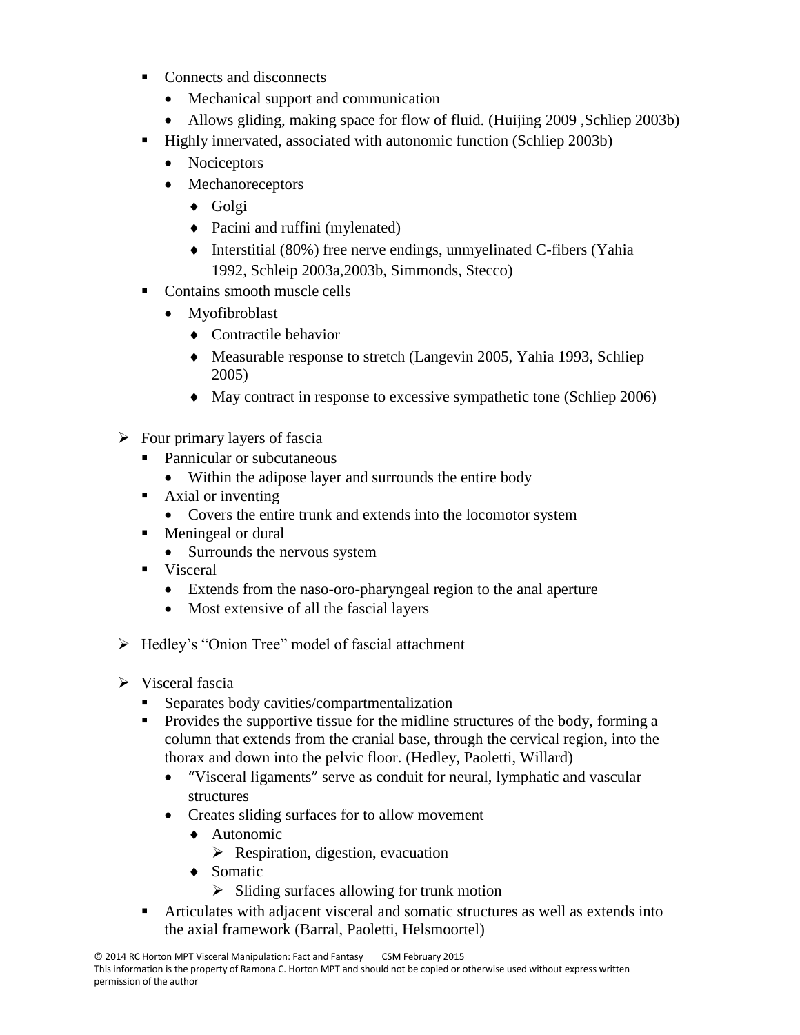- Connects and disconnects
  - Mechanical support and communication
  - Allows gliding, making space for flow of fluid. (Huijing 2009 ,Schliep 2003b)
- Highly innervated, associated with autonomic function (Schliep 2003b)
  - Nociceptors
  - Mechanoreceptors
    - Golgi
    - Pacini and ruffini (mylenated)
    - Interstitial (80%) free nerve endings, unmyelinated C-fibers (Yahia 1992, Schleip 2003a,2003b, Simmonds, Stecco)
- Contains smooth muscle cells
  - Myofibroblast
    - Contractile behavior
    - Measurable response to stretch (Langevin 2005, Yahia 1993, Schliep 2005)
    - May contract in response to excessive sympathetic tone (Schliep 2006)

- Four primary layers of fascia
  - Pannicular or subcutaneous
    - Within the adipose layer and surrounds the entire body
  - Axial or inventing
    - Covers the entire trunk and extends into the locomotor system
  - Meningeal or dural
    - Surrounds the nervous system
  - Visceral
    - Extends from the naso-oro-pharyngeal region to the anal aperture
    - Most extensive of all the fascial layers

- Hedley's "Onion Tree" model of fascial attachment

- Visceral fascia
  - Separates body cavities/compartmentalization
  - Provides the supportive tissue for the midline structures of the body, forming a column that extends from the cranial base, through the cervical region, into the thorax and down into the pelvic floor. (Hedley, Paoletti, Willard)
    - "Visceral ligaments" serve as conduit for neural, lymphatic and vascular structures
    - Creates sliding surfaces for to allow movement
      - Autonomic
        - Respiration, digestion, evacuation
      - Somatic
        - Sliding surfaces allowing for trunk motion
  - Articulates with adjacent visceral and somatic structures as well as extends into the axial framework (Barral, Paoletti, Helsmoortel)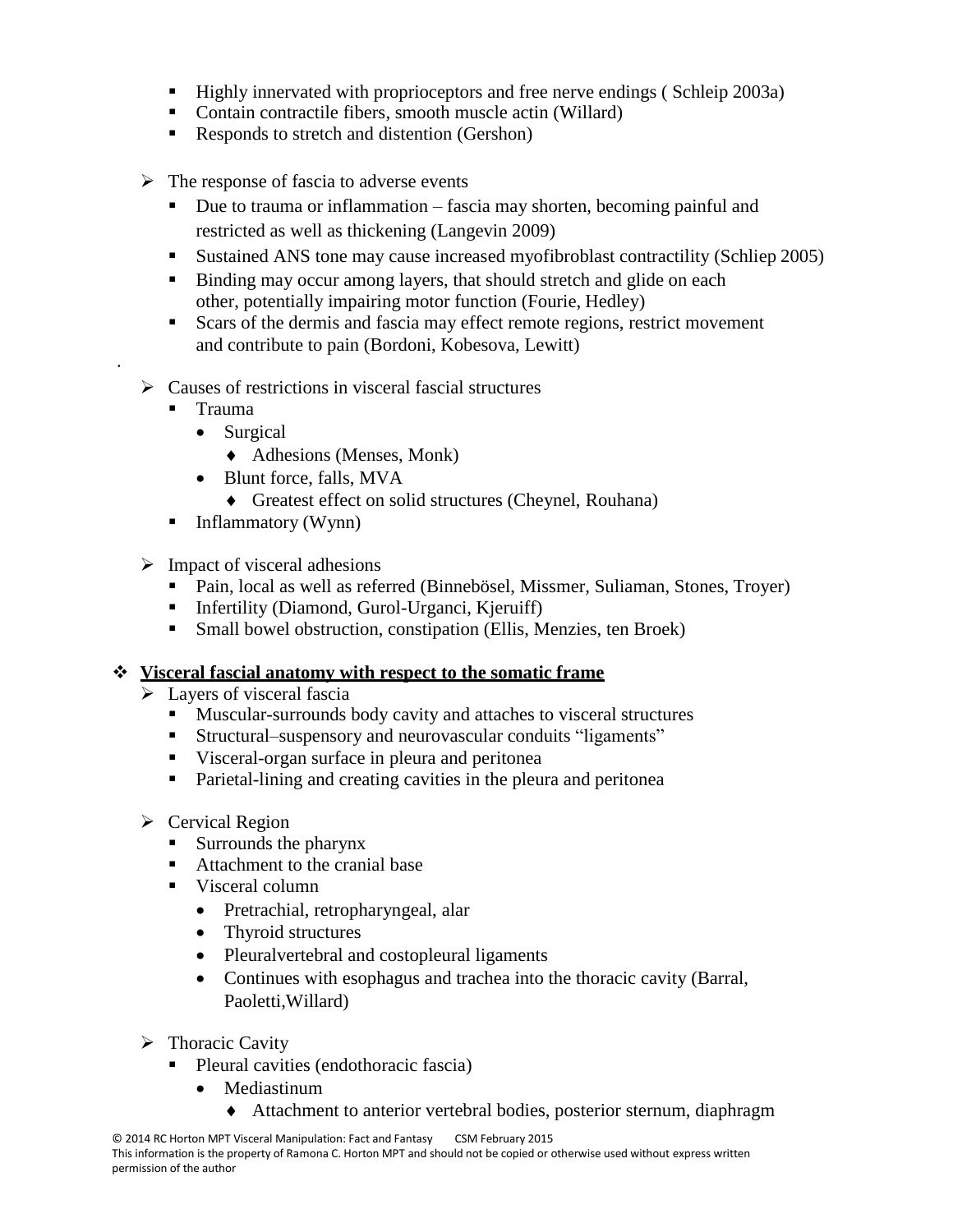- Highly innervated with proprioceptors and free nerve endings ( Schleip 2003a)
- Contain contractile fibers, smooth muscle actin (Willard)
- Responds to stretch and distention (Gershon)

- The response of fascia to adverse events
  - Due to trauma or inflammation – fascia may shorten, becoming painful and restricted as well as thickening (Langevin 2009)
  - Sustained ANS tone may cause increased myofibroblast contractility (Schliep 2005)
  - Binding may occur among layers, that should stretch and glide on each other, potentially impairing motor function (Fourie, Hedley)
  - Scars of the dermis and fascia may effect remote regions, restrict movement and contribute to pain (Bordoni, Kobesova, Lewitt)

- Causes of restrictions in visceral fascial structures
  - Trauma
    - Surgical
      - Adhesions (Menses, Monk)
    - Blunt force, falls, MVA
      - Greatest effect on solid structures (Cheynel, Rouhana)
  - Inflammatory (Wynn)

- Impact of visceral adhesions
  - Pain, local as well as referred (Binnebösel, Missmer, Suliaman, Stones, Troyer)
  - Infertility (Diamond, Gurol-Urganci, Kjeruiff)
  - Small bowel obstruction, constipation (Ellis, Menzies, ten Broek)

## **Visceral fascial anatomy with respect to the somatic frame**

- Layers of visceral fascia
  - Muscular-surrounds body cavity and attaches to visceral structures
  - Structural–suspensory and neurovascular conduits "ligaments"
  - Visceral-organ surface in pleura and peritonea
  - Parietal-lining and creating cavities in the pleura and peritonea

- Cervical Region
  - Surrounds the pharynx
  - Attachment to the cranial base
  - Visceral column
    - Pretrachial, retropharyngeal, alar
    - Thyroid structures
    - Pleuralvertebral and costopleural ligaments
    - Continues with esophagus and trachea into the thoracic cavity (Barral, Paoletti,Willard)

- Thoracic Cavity
  - Pleural cavities (endothoracic fascia)
    - Mediastinum
      - Attachment to anterior vertebral bodies, posterior sternum, diaphragm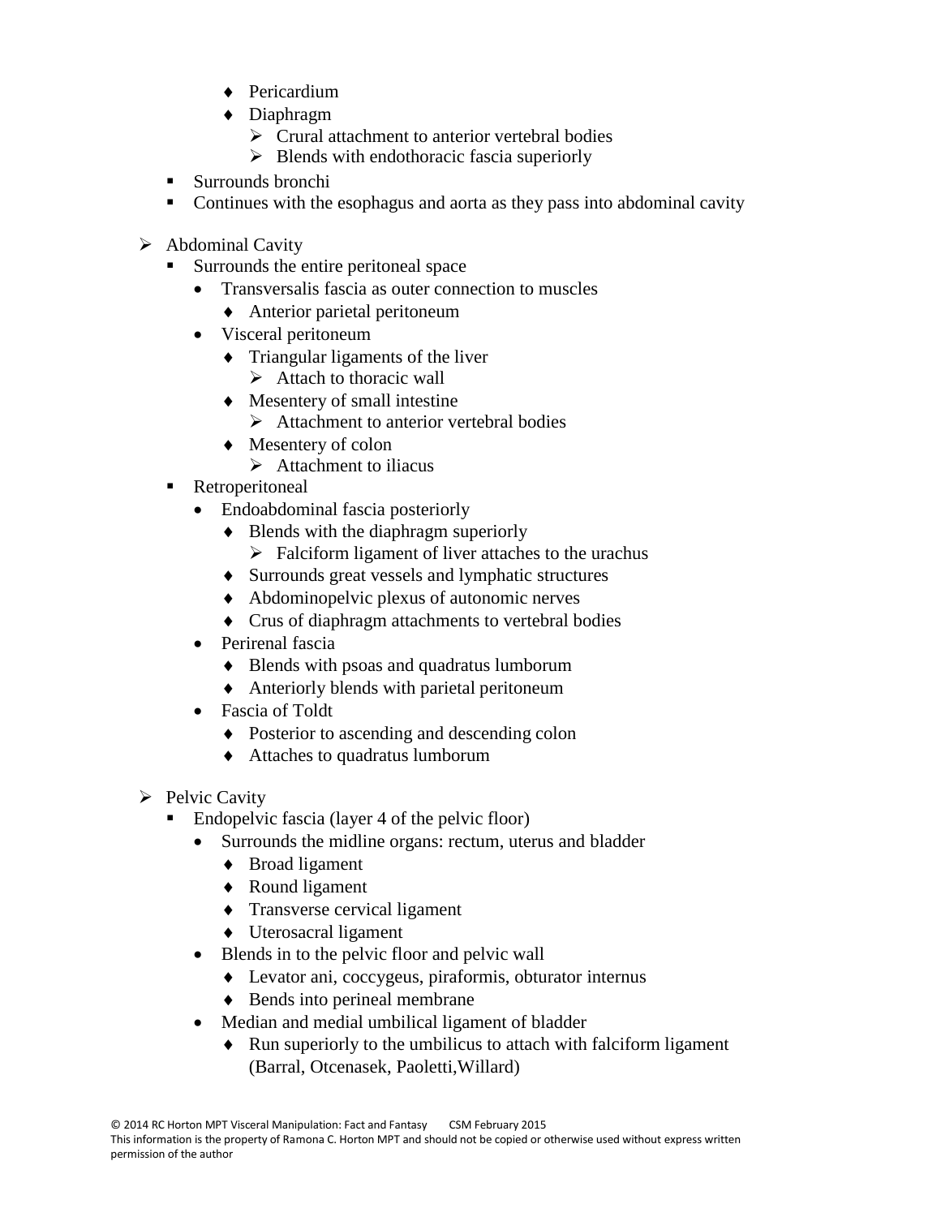- Pericardium
        - Diaphragm
            - Crural attachment to anterior vertebral bodies
            - Blends with endothoracic fascia superiorly
    - Surrounds bronchi
    - Continues with the esophagus and aorta as they pass into abdominal cavity

- Abdominal Cavity
    - Surrounds the entire peritoneal space
        - Transversalis fascia as outer connection to muscles
            - Anterior parietal peritoneum
        - Visceral peritoneum
            - Triangular ligaments of the liver
                - Attach to thoracic wall
            - Mesentery of small intestine
                - Attachment to anterior vertebral bodies
            - Mesentery of colon
                - Attachment to iliacus
    - Retroperitoneal
        - Endoabdominal fascia posteriorly
            - Blends with the diaphragm superiorly
                - Falciform ligament of liver attaches to the urachus
            - Surrounds great vessels and lymphatic structures
            - Abdominopelvic plexus of autonomic nerves
            - Crus of diaphragm attachments to vertebral bodies
        - Perirenal fascia
            - Blends with psoas and quadratus lumborum
            - Anteriorly blends with parietal peritoneum
        - Fascia of Toldt
            - Posterior to ascending and descending colon
            - Attaches to quadratus lumborum

- Pelvic Cavity
    - Endopelvic fascia (layer 4 of the pelvic floor)
        - Surrounds the midline organs: rectum, uterus and bladder
            - Broad ligament
            - Round ligament
            - Transverse cervical ligament
            - Uterosacral ligament
        - Blends in to the pelvic floor and pelvic wall
            - Levator ani, coccygeus, piraformis, obturator internus
            - Bends into perineal membrane
        - Median and medial umbilical ligament of bladder
            - Run superiorly to the umbilicus to attach with falciform ligament (Barral, Otcenasek, Paoletti,Willard)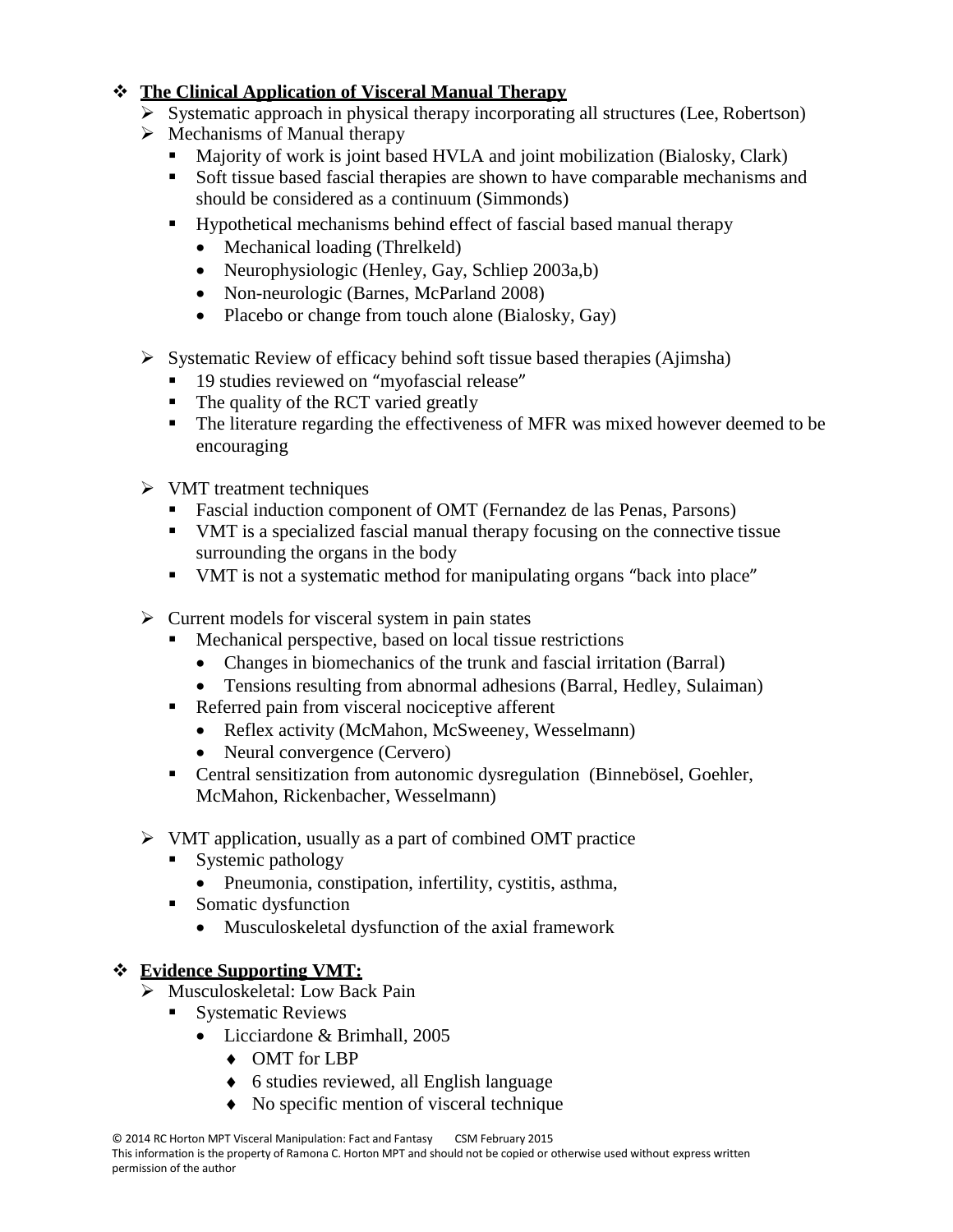## **The Clinical Application of Visceral Manual Therapy**

- Systematic approach in physical therapy incorporating all structures (Lee, Robertson)
- Mechanisms of Manual therapy
  - Majority of work is joint based HVLA and joint mobilization (Bialosky, Clark)
  - Soft tissue based fascial therapies are shown to have comparable mechanisms and should be considered as a continuum (Simmonds)
  - Hypothetical mechanisms behind effect of fascial based manual therapy
    - Mechanical loading (Threlkeld)
    - Neurophysiologic (Henley, Gay, Schliep 2003a,b)
    - Non-neurologic (Barnes, McParland 2008)
    - Placebo or change from touch alone (Bialosky, Gay)

- Systematic Review of efficacy behind soft tissue based therapies (Ajimsha)
  - 19 studies reviewed on "myofascial release"
  - The quality of the RCT varied greatly
  - The literature regarding the effectiveness of MFR was mixed however deemed to be encouraging

- VMT treatment techniques
  - Fascial induction component of OMT (Fernandez de las Penas, Parsons)
  - VMT is a specialized fascial manual therapy focusing on the connective tissue surrounding the organs in the body
  - VMT is not a systematic method for manipulating organs "back into place"

- Current models for visceral system in pain states
  - Mechanical perspective, based on local tissue restrictions
    - Changes in biomechanics of the trunk and fascial irritation (Barral)
    - Tensions resulting from abnormal adhesions (Barral, Hedley, Sulaiman)
  - Referred pain from visceral nociceptive afferent
    - Reflex activity (McMahon, McSweeney, Wesselmann)
    - Neural convergence (Cervero)
  - Central sensitization from autonomic dysregulation (Binnebösel, Goehler, McMahon, Rickenbacher, Wesselmann)

- VMT application, usually as a part of combined OMT practice
  - Systemic pathology
    - Pneumonia, constipation, infertility, cystitis, asthma,
  - Somatic dysfunction
    - Musculoskeletal dysfunction of the axial framework

## **Evidence Supporting VMT:**

- Musculoskeletal: Low Back Pain
  - Systematic Reviews
    - Licciardone & Brimhall, 2005
      - OMT for LBP
      - 6 studies reviewed, all English language
      - No specific mention of visceral technique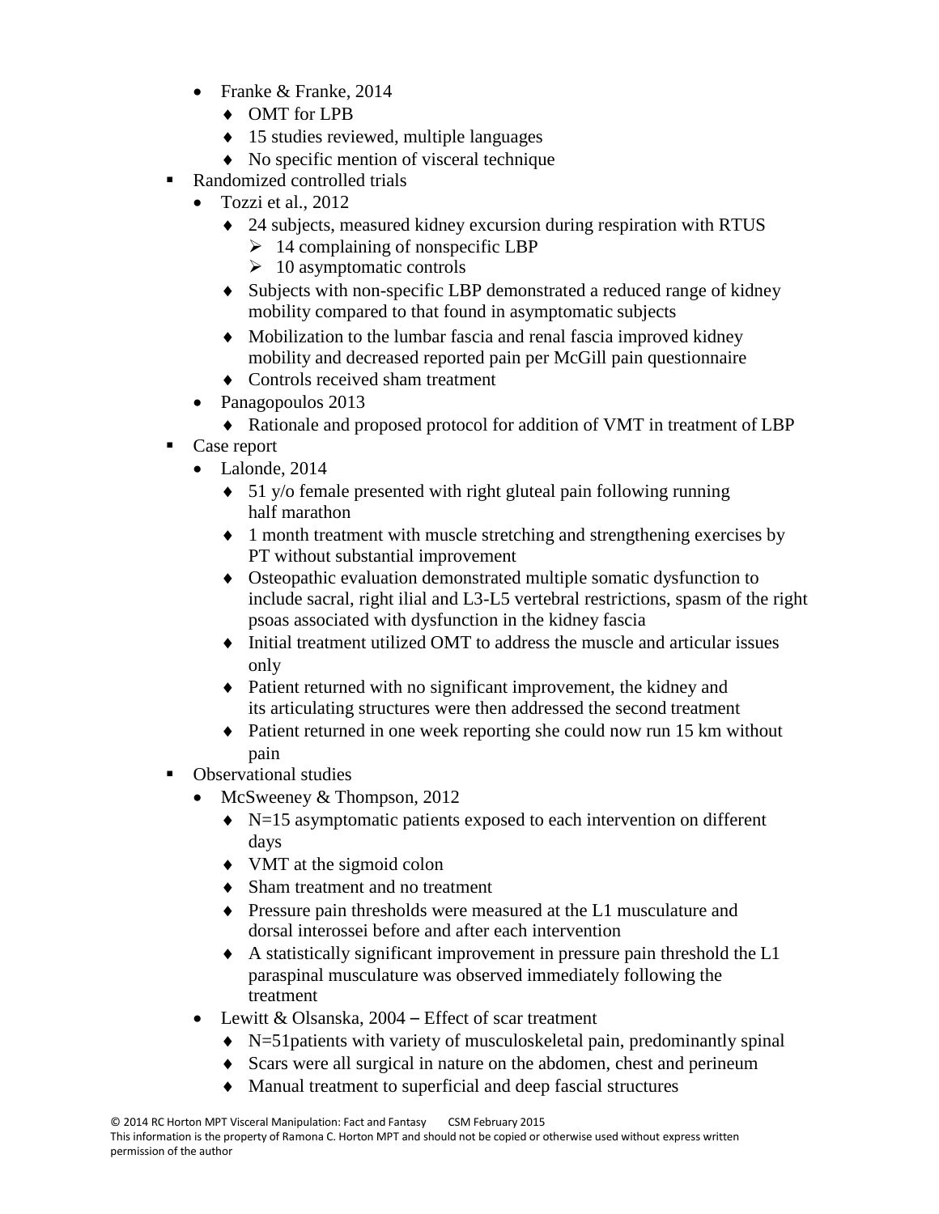- Franke & Franke, 2014
  - OMT for LPB
  - 15 studies reviewed, multiple languages
  - No specific mention of visceral technique
- Randomized controlled trials
  - Tozzi et al., 2012
    - 24 subjects, measured kidney excursion during respiration with RTUS
      - 14 complaining of nonspecific LBP
      - 10 asymptomatic controls
    - Subjects with non-specific LBP demonstrated a reduced range of kidney mobility compared to that found in asymptomatic subjects
    - Mobilization to the lumbar fascia and renal fascia improved kidney mobility and decreased reported pain per McGill pain questionnaire
    - Controls received sham treatment
  - Panagopoulos 2013
    - Rationale and proposed protocol for addition of VMT in treatment of LBP
- Case report
  - Lalonde, 2014
    - 51 y/o female presented with right gluteal pain following running half marathon
    - 1 month treatment with muscle stretching and strengthening exercises by PT without substantial improvement
    - Osteopathic evaluation demonstrated multiple somatic dysfunction to include sacral, right ilial and L3-L5 vertebral restrictions, spasm of the right psoas associated with dysfunction in the kidney fascia
    - Initial treatment utilized OMT to address the muscle and articular issues only
    - Patient returned with no significant improvement, the kidney and its articulating structures were then addressed the second treatment
    - Patient returned in one week reporting she could now run 15 km without pain
- Observational studies
  - McSweeney & Thompson, 2012
    - N=15 asymptomatic patients exposed to each intervention on different days
    - VMT at the sigmoid colon
    - Sham treatment and no treatment
    - Pressure pain thresholds were measured at the L1 musculature and dorsal interossei before and after each intervention
    - A statistically significant improvement in pressure pain threshold the L1 paraspinal musculature was observed immediately following the treatment
  - Lewitt & Olsanska, 2004 – Effect of scar treatment
    - N=51patients with variety of musculoskeletal pain, predominantly spinal
    - Scars were all surgical in nature on the abdomen, chest and perineum
    - Manual treatment to superficial and deep fascial structures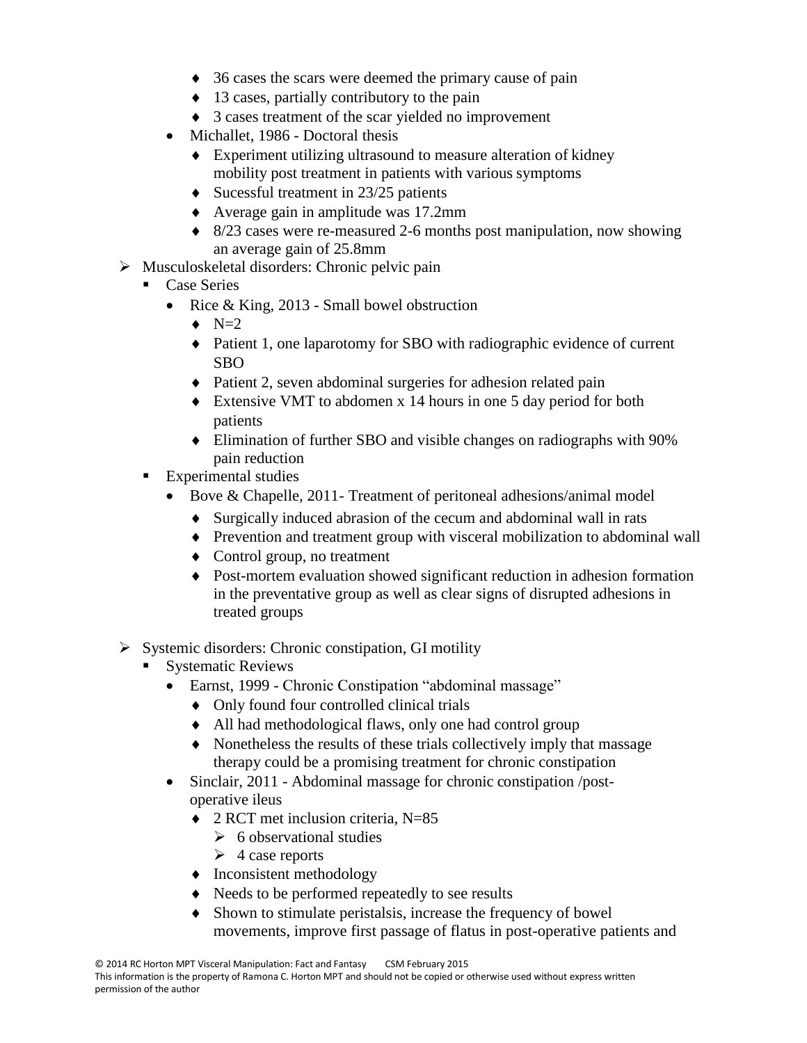- 36 cases the scars were deemed the primary cause of pain
      - 13 cases, partially contributory to the pain
      - 3 cases treatment of the scar yielded no improvement
    - Michallet, 1986 - Doctoral thesis
      - Experiment utilizing ultrasound to measure alteration of kidney mobility post treatment in patients with various symptoms
      - Sucessful treatment in 23/25 patients
      - Average gain in amplitude was 17.2mm
      - 8/23 cases were re-measured 2-6 months post manipulation, now showing an average gain of 25.8mm

- Musculoskeletal disorders: Chronic pelvic pain
  - Case Series
    - Rice & King, 2013 - Small bowel obstruction
      - N=2
      - Patient 1, one laparotomy for SBO with radiographic evidence of current SBO
      - Patient 2, seven abdominal surgeries for adhesion related pain
      - Extensive VMT to abdomen x 14 hours in one 5 day period for both patients
      - Elimination of further SBO and visible changes on radiographs with 90% pain reduction
  - Experimental studies
    - Bove & Chapelle, 2011- Treatment of peritoneal adhesions/animal model
      - Surgically induced abrasion of the cecum and abdominal wall in rats
      - Prevention and treatment group with visceral mobilization to abdominal wall
      - Control group, no treatment
      - Post-mortem evaluation showed significant reduction in adhesion formation in the preventative group as well as clear signs of disrupted adhesions in treated groups

- Systemic disorders: Chronic constipation, GI motility
  - Systematic Reviews
    - Earnst, 1999 - Chronic Constipation "abdominal massage"
      - Only found four controlled clinical trials
      - All had methodological flaws, only one had control group
      - Nonetheless the results of these trials collectively imply that massage therapy could be a promising treatment for chronic constipation
    - Sinclair, 2011 - Abdominal massage for chronic constipation /post-operative ileus
      - 2 RCT met inclusion criteria, N=85
        - 6 observational studies
        - 4 case reports
      - Inconsistent methodology
      - Needs to be performed repeatedly to see results
      - Shown to stimulate peristalsis, increase the frequency of bowel movements, improve first passage of flatus in post-operative patients and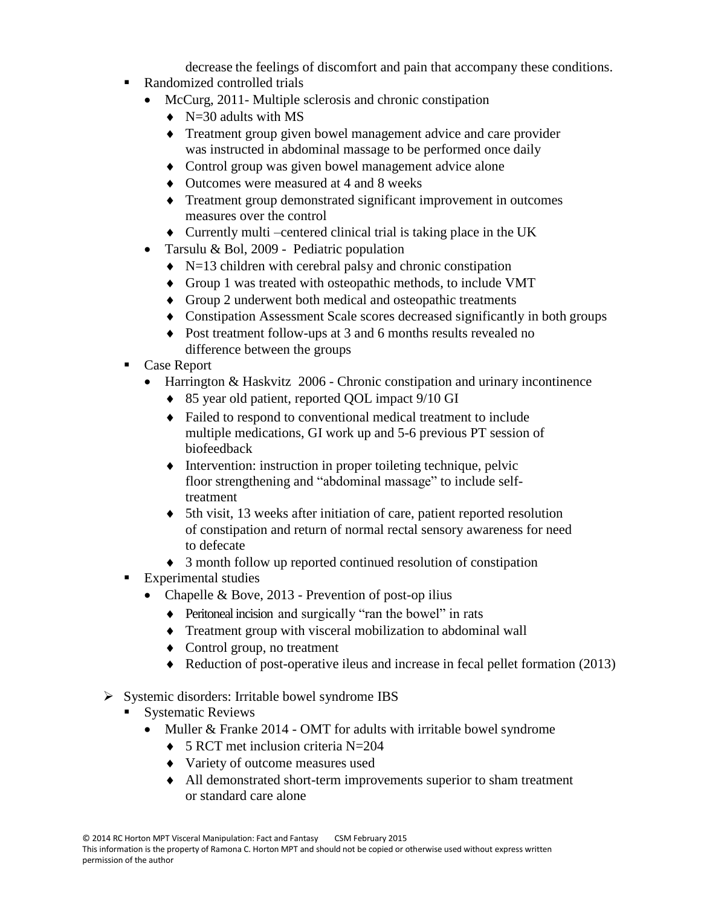decrease the feelings of discomfort and pain that accompany these conditions.

- Randomized controlled trials
  - McCurg, 2011- Multiple sclerosis and chronic constipation
    - N=30 adults with MS
    - Treatment group given bowel management advice and care provider was instructed in abdominal massage to be performed once daily
    - Control group was given bowel management advice alone
    - Outcomes were measured at 4 and 8 weeks
    - Treatment group demonstrated significant improvement in outcomes measures over the control
    - Currently multi –centered clinical trial is taking place in the UK
  - Tarsulu & Bol, 2009 - Pediatric population
    - N=13 children with cerebral palsy and chronic constipation
    - Group 1 was treated with osteopathic methods, to include VMT
    - Group 2 underwent both medical and osteopathic treatments
    - Constipation Assessment Scale scores decreased significantly in both groups
    - Post treatment follow-ups at 3 and 6 months results revealed no difference between the groups
- Case Report
  - Harrington & Haskvitz 2006 - Chronic constipation and urinary incontinence
    - 85 year old patient, reported QOL impact 9/10 GI
    - Failed to respond to conventional medical treatment to include multiple medications, GI work up and 5-6 previous PT session of biofeedback
    - Intervention: instruction in proper toileting technique, pelvic floor strengthening and "abdominal massage" to include self-treatment
    - 5th visit, 13 weeks after initiation of care, patient reported resolution of constipation and return of normal rectal sensory awareness for need to defecate
    - 3 month follow up reported continued resolution of constipation
- Experimental studies
  - Chapelle & Bove, 2013 - Prevention of post-op ilius
    - Peritoneal incision and surgically "ran the bowel" in rats
    - Treatment group with visceral mobilization to abdominal wall
    - Control group, no treatment
    - Reduction of post-operative ileus and increase in fecal pellet formation (2013)

- Systemic disorders: Irritable bowel syndrome IBS
  - Systematic Reviews
    - Muller & Franke 2014 - OMT for adults with irritable bowel syndrome
      - 5 RCT met inclusion criteria N=204
      - Variety of outcome measures used
      - All demonstrated short-term improvements superior to sham treatment or standard care alone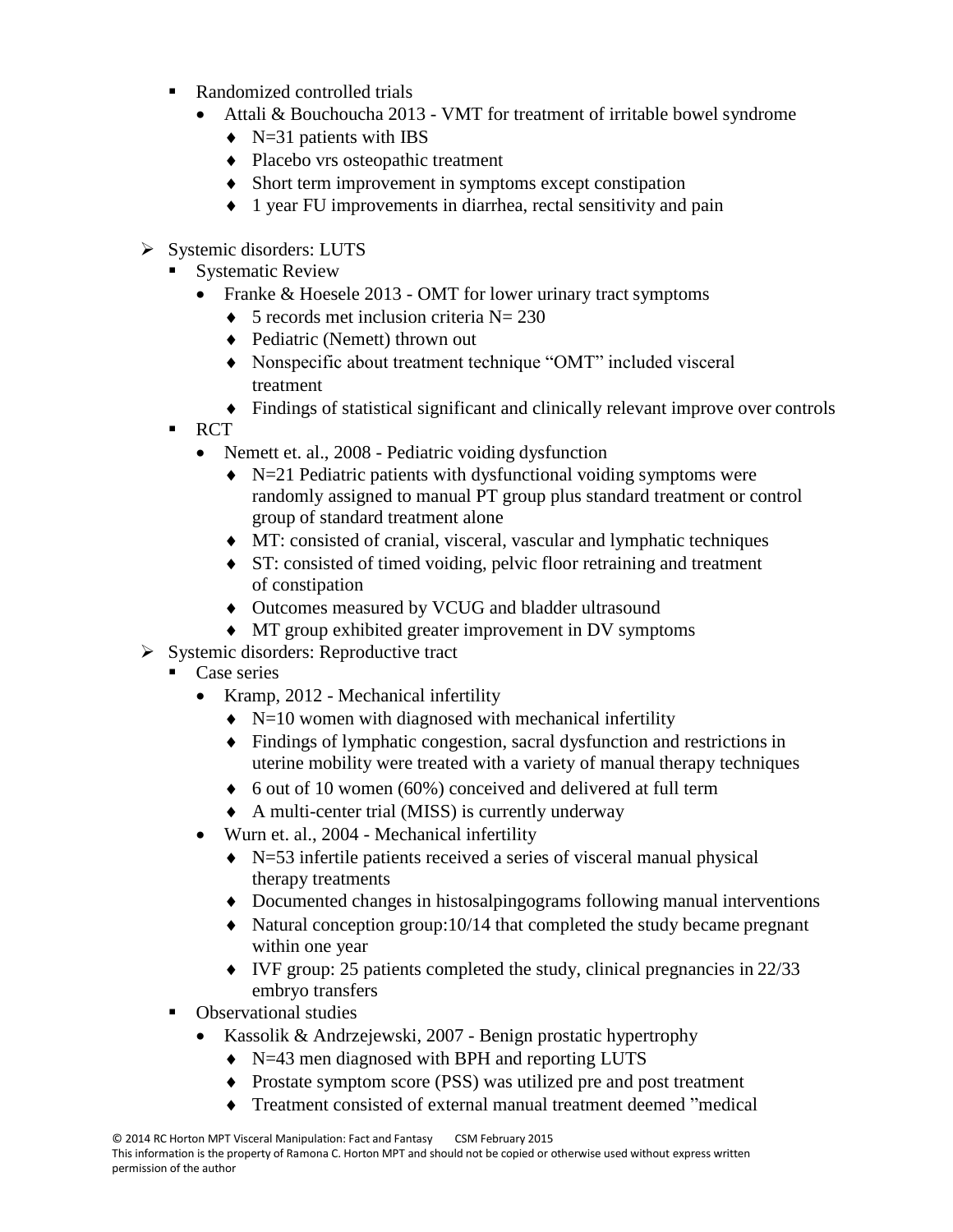- Randomized controlled trials
  - Attali & Bouchoucha 2013 - VMT for treatment of irritable bowel syndrome
    - N=31 patients with IBS
    - Placebo vrs osteopathic treatment
    - Short term improvement in symptoms except constipation
    - 1 year FU improvements in diarrhea, rectal sensitivity and pain

- Systemic disorders: LUTS
  - Systematic Review
    - Franke & Hoesele 2013 - OMT for lower urinary tract symptoms
      - 5 records met inclusion criteria N= 230
      - Pediatric (Nemett) thrown out
      - Nonspecific about treatment technique "OMT" included visceral treatment
      - Findings of statistical significant and clinically relevant improve over controls
  - RCT
    - Nemett et. al., 2008 - Pediatric voiding dysfunction
      - N=21 Pediatric patients with dysfunctional voiding symptoms were randomly assigned to manual PT group plus standard treatment or control group of standard treatment alone
      - MT: consisted of cranial, visceral, vascular and lymphatic techniques
      - ST: consisted of timed voiding, pelvic floor retraining and treatment of constipation
      - Outcomes measured by VCUG and bladder ultrasound
      - MT group exhibited greater improvement in DV symptoms
- Systemic disorders: Reproductive tract
  - Case series
    - Kramp, 2012 - Mechanical infertility
      - N=10 women with diagnosed with mechanical infertility
      - Findings of lymphatic congestion, sacral dysfunction and restrictions in uterine mobility were treated with a variety of manual therapy techniques
      - 6 out of 10 women (60%) conceived and delivered at full term
      - A multi-center trial (MISS) is currently underway
    - Wurn et. al., 2004 - Mechanical infertility
      - N=53 infertile patients received a series of visceral manual physical therapy treatments
      - Documented changes in histosalpingograms following manual interventions
      - Natural conception group:10/14 that completed the study became pregnant within one year
      - IVF group: 25 patients completed the study, clinical pregnancies in 22/33 embryo transfers
  - Observational studies
    - Kassolik & Andrzejewski, 2007 - Benign prostatic hypertrophy
      - N=43 men diagnosed with BPH and reporting LUTS
      - Prostate symptom score (PSS) was utilized pre and post treatment
      - Treatment consisted of external manual treatment deemed "medical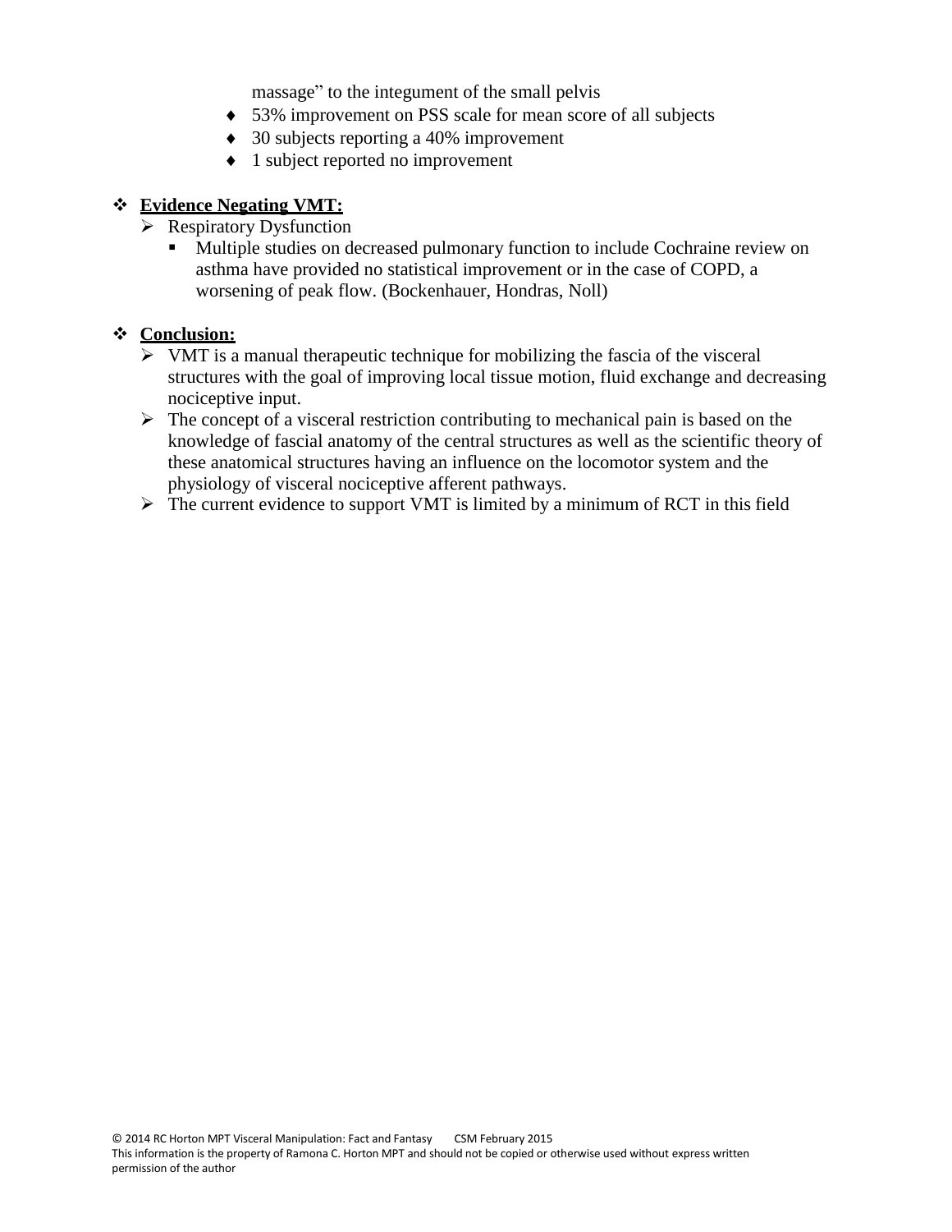massage" to the integument of the small pelvis

- 53% improvement on PSS scale for mean score of all subjects
- 30 subjects reporting a 40% improvement
- 1 subject reported no improvement

- **Evidence Negating VMT:**
  - Respiratory Dysfunction
    - Multiple studies on decreased pulmonary function to include Cochraine review on asthma have provided no statistical improvement or in the case of COPD, a worsening of peak flow. (Bockenhauer, Hondras, Noll)

- **Conclusion:**
  - VMT is a manual therapeutic technique for mobilizing the fascia of the visceral structures with the goal of improving local tissue motion, fluid exchange and decreasing nociceptive input.
  - The concept of a visceral restriction contributing to mechanical pain is based on the knowledge of fascial anatomy of the central structures as well as the scientific theory of these anatomical structures having an influence on the locomotor system and the physiology of visceral nociceptive afferent pathways.
  - The current evidence to support VMT is limited by a minimum of RCT in this field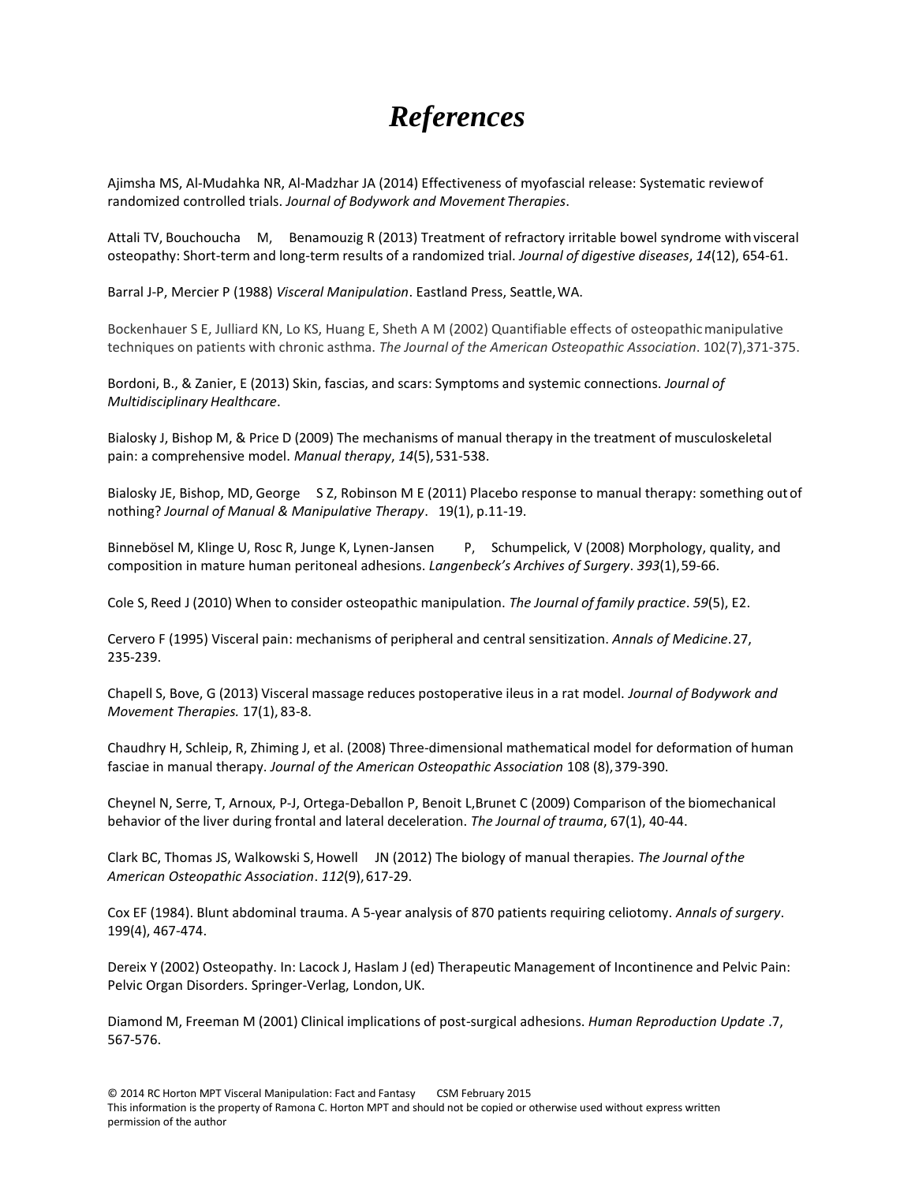# *References*

Ajimsha MS, Al-Mudahka NR, Al-Madzhar JA (2014) Effectiveness of myofascial release: Systematic review of randomized controlled trials. *Journal of Bodywork and Movement Therapies*.

Attali TV, Bouchoucha M, Benamouzig R (2013) Treatment of refractory irritable bowel syndrome with visceral osteopathy: Short-term and long-term results of a randomized trial. *Journal of digestive diseases*, *14*(12), 654-61.

Barral J-P, Mercier P (1988) *Visceral Manipulation*. Eastland Press, Seattle, WA.

Bockenhauer S E, Julliard KN, Lo KS, Huang E, Sheth A M (2002) Quantifiable effects of osteopathic manipulative techniques on patients with chronic asthma. *The Journal of the American Osteopathic Association*. 102(7),371-375.

Bordoni, B., & Zanier, E (2013) Skin, fascias, and scars: Symptoms and systemic connections. *Journal of Multidisciplinary Healthcare*.

Bialosky J, Bishop M, & Price D (2009) The mechanisms of manual therapy in the treatment of musculoskeletal pain: a comprehensive model. *Manual therapy*, *14*(5), 531-538.

Bialosky JE, Bishop, MD, George S Z, Robinson M E (2011) Placebo response to manual therapy: something out of nothing? *Journal of Manual & Manipulative Therapy*. 19(1), p.11-19.

Binnebösel M, Klinge U, Rosc R, Junge K, Lynen-Jansen P, Schumpelick, V (2008) Morphology, quality, and composition in mature human peritoneal adhesions. *Langenbeck's Archives of Surgery*. *393*(1), 59-66.

Cole S, Reed J (2010) When to consider osteopathic manipulation. *The Journal of family practice*. *59*(5), E2.

Cervero F (1995) Visceral pain: mechanisms of peripheral and central sensitization. *Annals of Medicine*. 27, 235-239.

Chapell S, Bove, G (2013) Visceral massage reduces postoperative ileus in a rat model. *Journal of Bodywork and Movement Therapies.* 17(1), 83-8.

Chaudhry H, Schleip, R, Zhiming J, et al. (2008) Three-dimensional mathematical model for deformation of human fasciae in manual therapy. *Journal of the American Osteopathic Association* 108 (8), 379-390.

Cheynel N, Serre, T, Arnoux, P-J, Ortega-Deballon P, Benoit L,Brunet C (2009) Comparison of the biomechanical behavior of the liver during frontal and lateral deceleration. *The Journal of trauma*, 67(1), 40-44.

Clark BC, Thomas JS, Walkowski S, Howell JN (2012) The biology of manual therapies. *The Journal of the American Osteopathic Association*. *112*(9), 617-29.

Cox EF (1984). Blunt abdominal trauma. A 5-year analysis of 870 patients requiring celiotomy. *Annals of surgery*. 199(4), 467-474.

Dereix Y (2002) Osteopathy. In: Lacock J, Haslam J (ed) Therapeutic Management of Incontinence and Pelvic Pain: Pelvic Organ Disorders. Springer-Verlag, London, UK.

Diamond M, Freeman M (2001) Clinical implications of post-surgical adhesions. *Human Reproduction Update* .7, 567-576.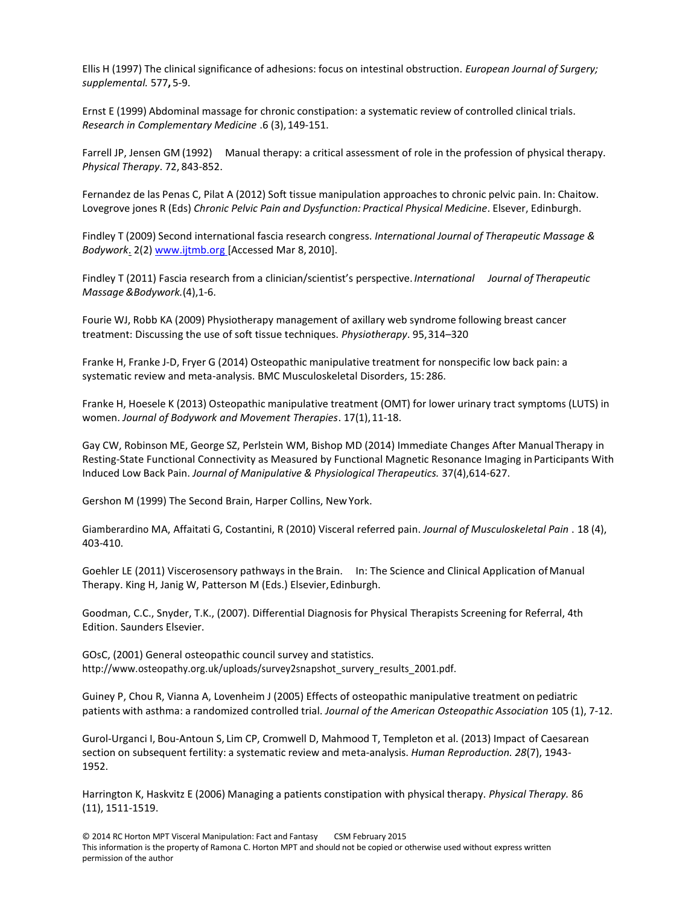Ellis H (1997) The clinical significance of adhesions: focus on intestinal obstruction. *European Journal of Surgery; supplemental.* 577**,** 5-9.

Ernst E (1999) Abdominal massage for chronic constipation: a systematic review of controlled clinical trials. *Research in Complementary Medicine* .6 (3), 149-151.

Farrell JP, Jensen GM (1992) Manual therapy: a critical assessment of role in the profession of physical therapy. *Physical Therapy*. 72, 843-852.

Fernandez de las Penas C, Pilat A (2012) Soft tissue manipulation approaches to chronic pelvic pain. In: Chaitow. Lovegrove jones R (Eds) *Chronic Pelvic Pain and Dysfunction: Practical Physical Medicine*. Elsever, Edinburgh.

Findley T (2009) Second international fascia research congress. *International Journal of Therapeutic Massage & Bodywork*. 2(2) www.ijtmb.org [Accessed Mar 8, 2010].

Findley T (2011) Fascia research from a clinician/scientist's perspective. *International Journal of Therapeutic Massage &Bodywork.*(4),1-6.

Fourie WJ, Robb KA (2009) Physiotherapy management of axillary web syndrome following breast cancer treatment: Discussing the use of soft tissue techniques. *Physiotherapy*. 95, 314–320

Franke H, Franke J-D, Fryer G (2014) Osteopathic manipulative treatment for nonspecific low back pain: a systematic review and meta-analysis. BMC Musculoskeletal Disorders, 15: 286.

Franke H, Hoesele K (2013) Osteopathic manipulative treatment (OMT) for lower urinary tract symptoms (LUTS) in women. *Journal of Bodywork and Movement Therapies*. 17(1), 11-18.

Gay CW, Robinson ME, George SZ, Perlstein WM, Bishop MD (2014) Immediate Changes After Manual Therapy in Resting-State Functional Connectivity as Measured by Functional Magnetic Resonance Imaging in Participants With Induced Low Back Pain. *Journal of Manipulative & Physiological Therapeutics.* 37(4),614-627.

Gershon M (1999) The Second Brain, Harper Collins, New York.

Giamberardino MA, Affaitati G, Costantini, R (2010) Visceral referred pain. *Journal of Musculoskeletal Pain* . 18 (4), 403-410.

Goehler LE (2011) Viscerosensory pathways in the Brain. In: The Science and Clinical Application of Manual Therapy. King H, Janig W, Patterson M (Eds.) Elsevier, Edinburgh.

Goodman, C.C., Snyder, T.K., (2007). Differential Diagnosis for Physical Therapists Screening for Referral, 4th Edition. Saunders Elsevier.

GOsC, (2001) General osteopathic council survey and statistics. http://www.osteopathy.org.uk/uploads/survey2snapshot_survery_results_2001.pdf.

Guiney P, Chou R, Vianna A, Lovenheim J (2005) Effects of osteopathic manipulative treatment on pediatric patients with asthma: a randomized controlled trial. *Journal of the American Osteopathic Association* 105 (1), 7-12.

Gurol-Urganci I, Bou-Antoun S, Lim CP, Cromwell D, Mahmood T, Templeton et al. (2013) Impact of Caesarean section on subsequent fertility: a systematic review and meta-analysis. *Human Reproduction. 28*(7), 1943-1952.

Harrington K, Haskvitz E (2006) Managing a patients constipation with physical therapy. *Physical Therapy.* 86 (11), 1511-1519.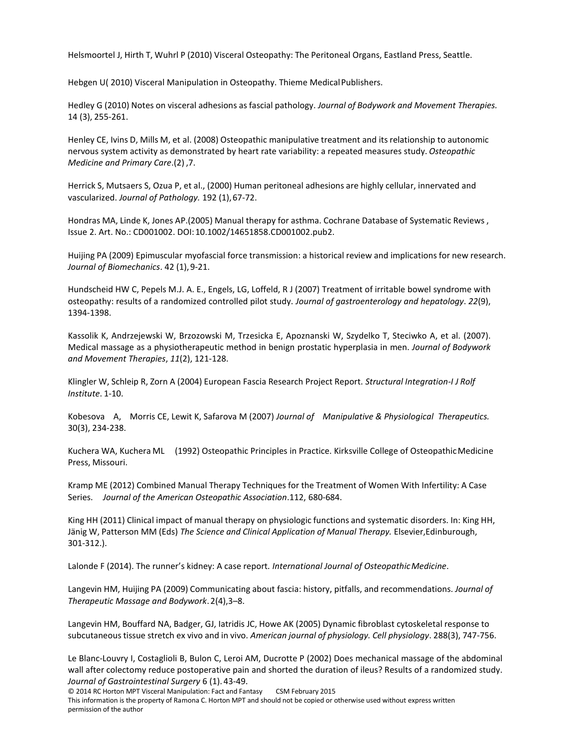Helsmoortel J, Hirth T, Wuhrl P (2010) Visceral Osteopathy: The Peritoneal Organs, Eastland Press, Seattle.

Hebgen U( 2010) Visceral Manipulation in Osteopathy. Thieme Medical Publishers.

Hedley G (2010) Notes on visceral adhesions as fascial pathology. *Journal of Bodywork and Movement Therapies.* 14 (3), 255-261.

Henley CE, Ivins D, Mills M, et al. (2008) Osteopathic manipulative treatment and its relationship to autonomic nervous system activity as demonstrated by heart rate variability: a repeated measures study. *Osteopathic Medicine and Primary Care*.(2) ,7.

Herrick S, Mutsaers S, Ozua P, et al., (2000) Human peritoneal adhesions are highly cellular, innervated and vascularized. *Journal of Pathology.* 192 (1), 67-72.

Hondras MA, Linde K, Jones AP.(2005) Manual therapy for asthma. Cochrane Database of Systematic Reviews , Issue 2. Art. No.: CD001002. DOI: 10.1002/14651858.CD001002.pub2.

Huijing PA (2009) Epimuscular myofascial force transmission: a historical review and implications for new research. *Journal of Biomechanics*. 42 (1), 9-21.

Hundscheid HW C, Pepels M.J. A. E., Engels, LG, Loffeld, R J (2007) Treatment of irritable bowel syndrome with osteopathy: results of a randomized controlled pilot study. *Journal of gastroenterology and hepatology*. *22*(9), 1394-1398.

Kassolik K, Andrzejewski W, Brzozowski M, Trzesicka E, Apoznanski W, Szydelko T, Steciwko A, et al. (2007). Medical massage as a physiotherapeutic method in benign prostatic hyperplasia in men. *Journal of Bodywork and Movement Therapies*, *11*(2), 121-128.

Klingler W, Schleip R, Zorn A (2004) European Fascia Research Project Report. *Structural Integration-I J Rolf Institute*. 1-10.

Kobesova A, Morris CE, Lewit K, Safarova M (2007) *Journal of Manipulative & Physiological Therapeutics.* 30(3), 234-238.

Kuchera WA, Kuchera ML (1992) Osteopathic Principles in Practice. Kirksville College of Osteopathic Medicine Press, Missouri.

Kramp ME (2012) Combined Manual Therapy Techniques for the Treatment of Women With Infertility: A Case Series. *Journal of the American Osteopathic Association*.112, 680-684.

King HH (2011) Clinical impact of manual therapy on physiologic functions and systematic disorders. In: King HH, Jänig W, Patterson MM (Eds) *The Science and Clinical Application of Manual Therapy.* Elsevier,Edinbourough, 301-312.).

Lalonde F (2014). The runner's kidney: A case report. *International Journal of Osteopathic Medicine*.

Langevin HM, Huijing PA (2009) Communicating about fascia: history, pitfalls, and recommendations. *Journal of Therapeutic Massage and Bodywork*. 2(4),3–8.

Langevin HM, Bouffard NA, Badger, GJ, Iatridis JC, Howe AK (2005) Dynamic fibroblast cytoskeletal response to subcutaneous tissue stretch ex vivo and in vivo. *American journal of physiology. Cell physiology*. 288(3), 747-756.

Le Blanc-Louvry I, Costaglioli B, Bulon C, Leroi AM, Ducrotte P (2002) Does mechanical massage of the abdominal wall after colectomy reduce postoperative pain and shorted the duration of ileus? Results of a randomized study. *Journal of Gastrointestinal Surgery* 6 (1). 43-49.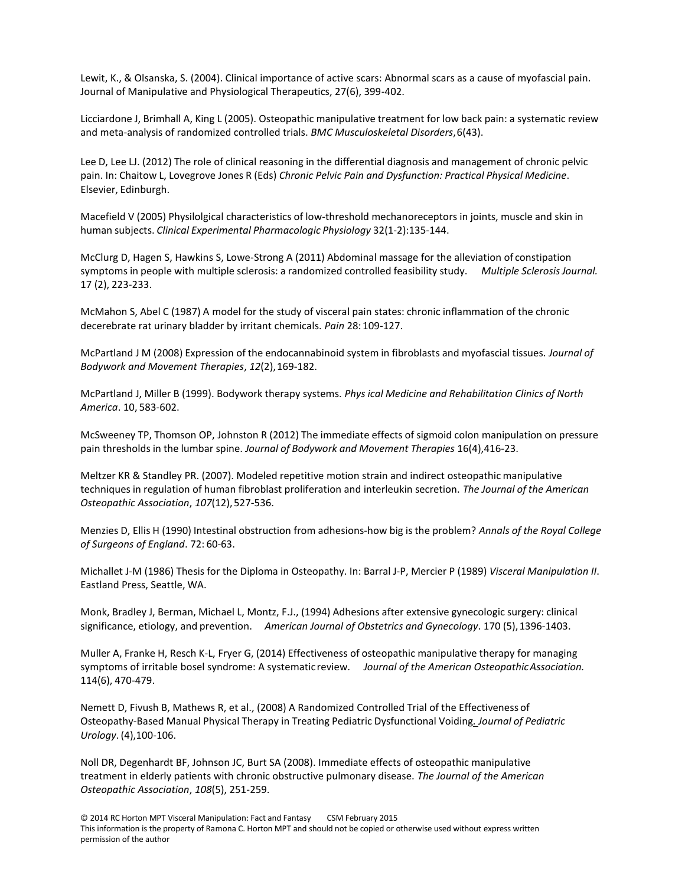Lewit, K., & Olsanska, S. (2004). Clinical importance of active scars: Abnormal scars as a cause of myofascial pain. Journal of Manipulative and Physiological Therapeutics, 27(6), 399-402.

Licciardone J, Brimhall A, King L (2005). Osteopathic manipulative treatment for low back pain: a systematic review and meta-analysis of randomized controlled trials. *BMC Musculoskeletal Disorders*, 6(43).

Lee D, Lee LJ. (2012) The role of clinical reasoning in the differential diagnosis and management of chronic pelvic pain. In: Chaitow L, Lovegrove Jones R (Eds) *Chronic Pelvic Pain and Dysfunction: Practical Physical Medicine*. Elsevier, Edinburgh.

Macefield V (2005) Physilolgical characteristics of low-threshold mechanoreceptors in joints, muscle and skin in human subjects. *Clinical Experimental Pharmacologic Physiology* 32(1-2):135-144.

McClurg D, Hagen S, Hawkins S, Lowe-Strong A (2011) Abdominal massage for the alleviation of constipation symptoms in people with multiple sclerosis: a randomized controlled feasibility study. *Multiple Sclerosis Journal.* 17 (2), 223-233.

McMahon S, Abel C (1987) A model for the study of visceral pain states: chronic inflammation of the chronic decerebrate rat urinary bladder by irritant chemicals. *Pain* 28: 109-127.

McPartland J M (2008) Expression of the endocannabinoid system in fibroblasts and myofascial tissues. *Journal of Bodywork and Movement Therapies*, *12*(2), 169-182.

McPartland J, Miller B (1999). Bodywork therapy systems. *Phys ical Medicine and Rehabilitation Clinics of North America*. 10, 583-602.

McSweeney TP, Thomson OP, Johnston R (2012) The immediate effects of sigmoid colon manipulation on pressure pain thresholds in the lumbar spine. *Journal of Bodywork and Movement Therapies* 16(4),416-23.

Meltzer KR & Standley PR. (2007). Modeled repetitive motion strain and indirect osteopathic manipulative techniques in regulation of human fibroblast proliferation and interleukin secretion. *The Journal of the American Osteopathic Association*, *107*(12), 527-536.

Menzies D, Ellis H (1990) Intestinal obstruction from adhesions-how big is the problem? *Annals of the Royal College of Surgeons of England*. 72: 60-63.

Michallet J-M (1986) Thesis for the Diploma in Osteopathy. In: Barral J-P, Mercier P (1989) *Visceral Manipulation II*. Eastland Press, Seattle, WA.

Monk, Bradley J, Berman, Michael L, Montz, F.J., (1994) Adhesions after extensive gynecologic surgery: clinical significance, etiology, and prevention. *American Journal of Obstetrics and Gynecology*. 170 (5), 1396-1403.

Muller A, Franke H, Resch K-L, Fryer G, (2014) Effectiveness of osteopathic manipulative therapy for managing symptoms of irritable bosel syndrome: A systematic review. *Journal of the American Osteopathic Association.* 114(6), 470-479.

Nemett D, Fivush B, Mathews R, et al., (2008) A Randomized Controlled Trial of the Effectiveness of Osteopathy-Based Manual Physical Therapy in Treating Pediatric Dysfunctional Voiding. *Journal of Pediatric Urology*. (4),100-106.

Noll DR, Degenhardt BF, Johnson JC, Burt SA (2008). Immediate effects of osteopathic manipulative treatment in elderly patients with chronic obstructive pulmonary disease. *The Journal of the American Osteopathic Association*, *108*(5), 251-259.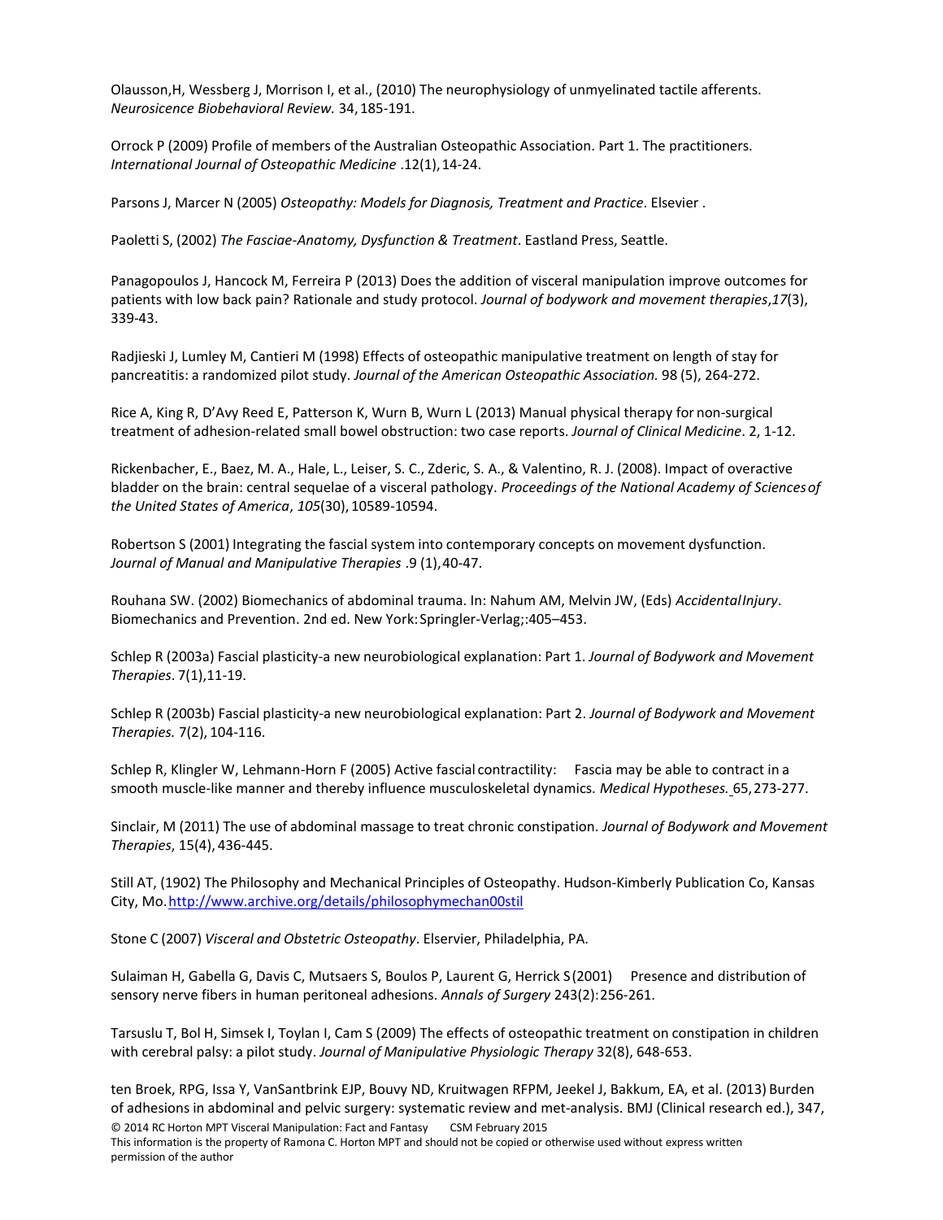Olausson,H, Wessberg J, Morrison I, et al., (2010) The neurophysiology of unmyelinated tactile afferents. *Neurosicence Biobehavioral Review.* 34, 185-191.

Orrock P (2009) Profile of members of the Australian Osteopathic Association. Part 1. The practitioners. *International Journal of Osteopathic Medicine* .12(1), 14-24.

Parsons J, Marcer N (2005) *Osteopathy: Models for Diagnosis, Treatment and Practice*. Elsevier .

Paoletti S, (2002) *The Fasciae-Anatomy, Dysfunction & Treatment*. Eastland Press, Seattle.

Panagopoulos J, Hancock M, Ferreira P (2013) Does the addition of visceral manipulation improve outcomes for patients with low back pain? Rationale and study protocol. *Journal of bodywork and movement therapies*,*17*(3), 339-43.

Radjieski J, Lumley M, Cantieri M (1998) Effects of osteopathic manipulative treatment on length of stay for pancreatitis: a randomized pilot study. *Journal of the American Osteopathic Association.* 98 (5), 264-272.

Rice A, King R, D'Avy Reed E, Patterson K, Wurn B, Wurn L (2013) Manual physical therapy for non-surgical treatment of adhesion-related small bowel obstruction: two case reports. *Journal of Clinical Medicine*. 2, 1-12.

Rickenbacher, E., Baez, M. A., Hale, L., Leiser, S. C., Zderic, S. A., & Valentino, R. J. (2008). Impact of overactive bladder on the brain: central sequelae of a visceral pathology. *Proceedings of the National Academy of Sciences of the United States of America*, *105*(30), 10589-10594.

Robertson S (2001) Integrating the fascial system into contemporary concepts on movement dysfunction. *Journal of Manual and Manipulative Therapies* .9 (1), 40-47.

Rouhana SW. (2002) Biomechanics of abdominal trauma. In: Nahum AM, Melvin JW, (Eds) *Accidental Injury*. Biomechanics and Prevention. 2nd ed. New York: Springler-Verlag;:405–453.

Schlep R (2003a) Fascial plasticity-a new neurobiological explanation: Part 1. *Journal of Bodywork and Movement Therapies*. 7(1),11-19.

Schlep R (2003b) Fascial plasticity-a new neurobiological explanation: Part 2. *Journal of Bodywork and Movement Therapies.* 7(2), 104-116.

Schlep R, Klingler W, Lehmann-Horn F (2005) Active fascial contractility: Fascia may be able to contract in a smooth muscle-like manner and thereby influence musculoskeletal dynamics. *Medical Hypotheses.* 65, 273-277.

Sinclair, M (2011) The use of abdominal massage to treat chronic constipation. *Journal of Bodywork and Movement Therapies*, 15(4), 436-445.

Still AT, (1902) The Philosophy and Mechanical Principles of Osteopathy. Hudson-Kimberly Publication Co, Kansas City, Mo. http://www.archive.org/details/philosophymechan00stil

Stone C (2007) *Visceral and Obstetric Osteopathy*. Elservier, Philadelphia, PA.

Sulaiman H, Gabella G, Davis C, Mutsaers S, Boulos P, Laurent G, Herrick S (2001) Presence and distribution of sensory nerve fibers in human peritoneal adhesions. *Annals of Surgery* 243(2):256-261.

Tarsuslu T, Bol H, Simsek I, Toylan I, Cam S (2009) The effects of osteopathic treatment on constipation in children with cerebral palsy: a pilot study. *Journal of Manipulative Physiologic Therapy* 32(8), 648-653.

ten Broek, RPG, Issa Y, VanSantbrink EJP, Bouvy ND, Kruitwagen RFPM, Jeekel J, Bakkum, EA, et al. (2013) Burden of adhesions in abdominal and pelvic surgery: systematic review and met-analysis. BMJ (Clinical research ed.), 347,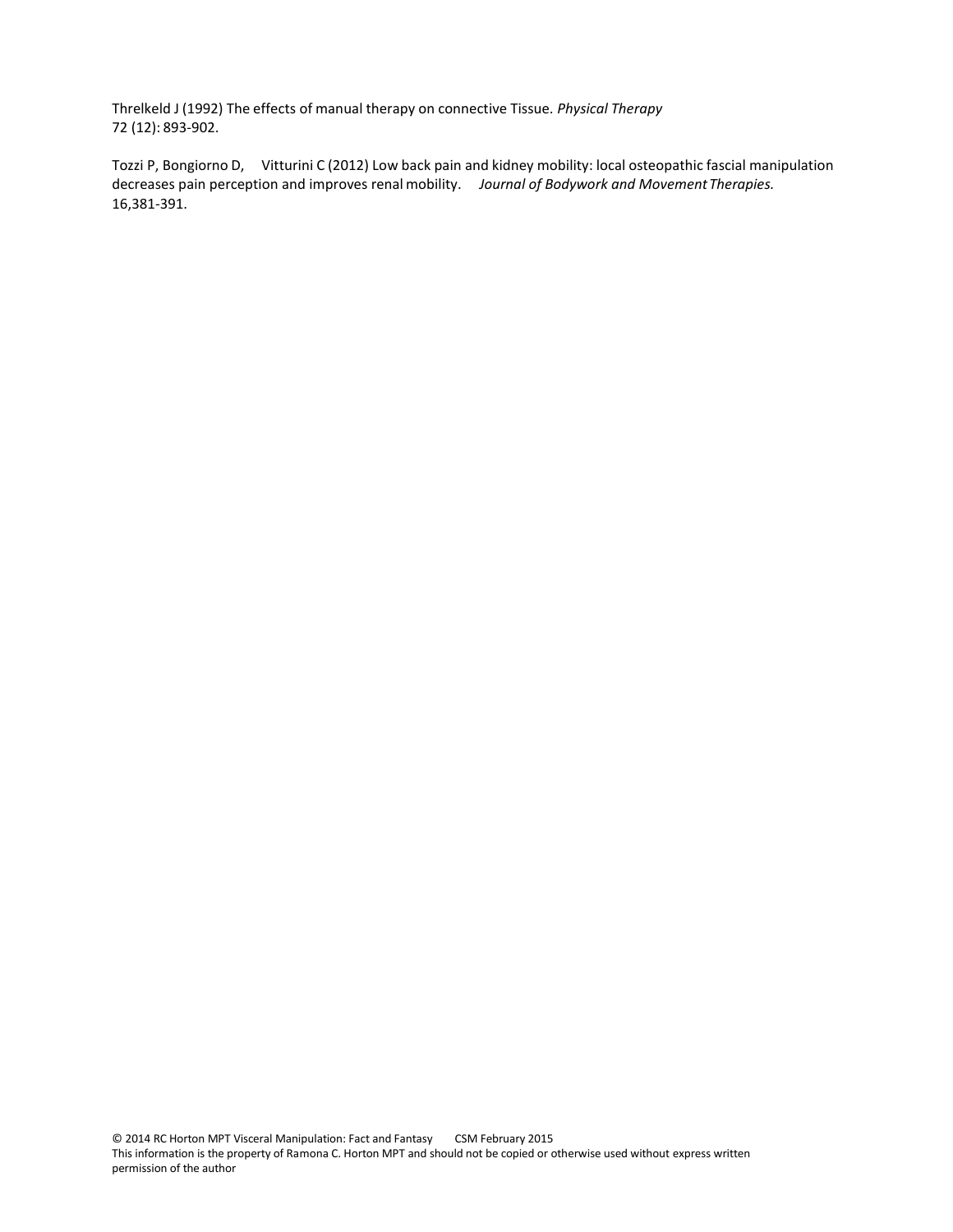Threlkeld J (1992) The effects of manual therapy on connective Tissue. *Physical Therapy* 72 (12): 893-902.

Tozzi P, Bongiorno D, Vitturini C (2012) Low back pain and kidney mobility: local osteopathic fascial manipulation decreases pain perception and improves renal mobility. *Journal of Bodywork and Movement Therapies.* 16,381-391.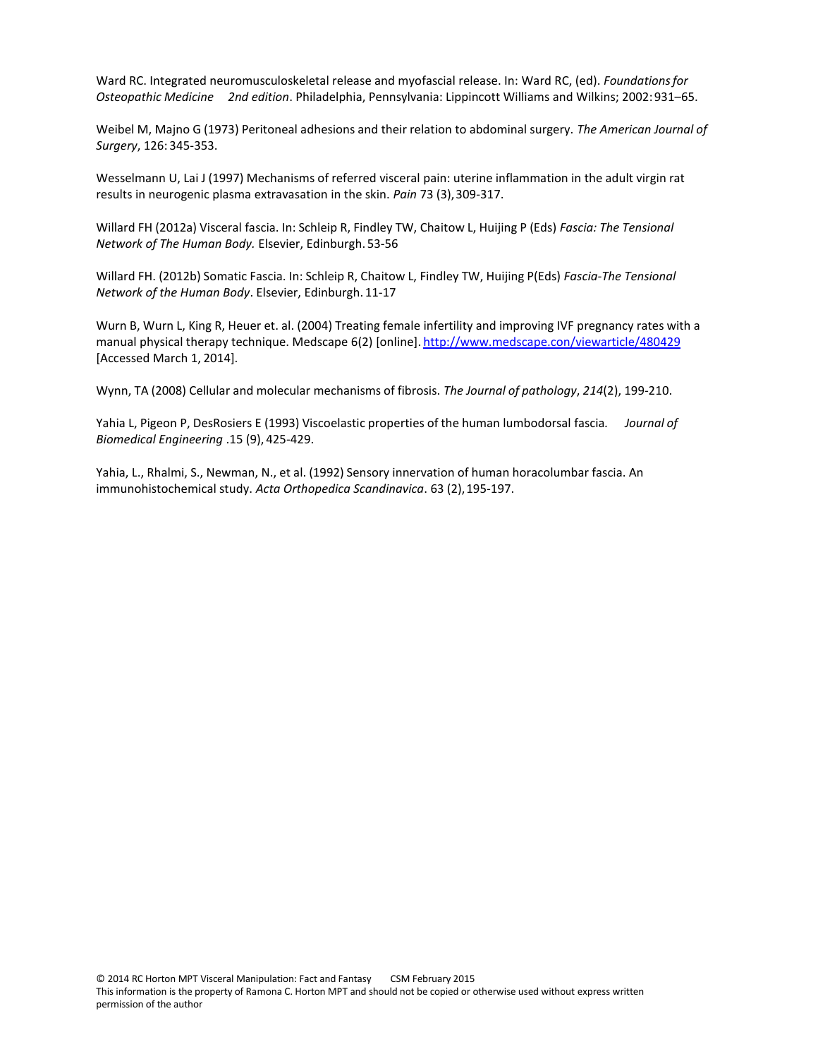Ward RC. Integrated neuromusculoskeletal release and myofascial release. In: Ward RC, (ed). *Foundations for Osteopathic Medicine 2nd edition*. Philadelphia, Pennsylvania: Lippincott Williams and Wilkins; 2002: 931–65.

Weibel M, Majno G (1973) Peritoneal adhesions and their relation to abdominal surgery. *The American Journal of Surgery*, 126: 345-353.

Wesselmann U, Lai J (1997) Mechanisms of referred visceral pain: uterine inflammation in the adult virgin rat results in neurogenic plasma extravasation in the skin. *Pain* 73 (3), 309-317.

Willard FH (2012a) Visceral fascia. In: Schleip R, Findley TW, Chaitow L, Huijing P (Eds) *Fascia: The Tensional Network of The Human Body.* Elsevier, Edinburgh. 53-56

Willard FH. (2012b) Somatic Fascia. In: Schleip R, Chaitow L, Findley TW, Huijing P(Eds) *Fascia-The Tensional Network of the Human Body*. Elsevier, Edinburgh. 11-17

Wurn B, Wurn L, King R, Heuer et. al. (2004) Treating female infertility and improving IVF pregnancy rates with a manual physical therapy technique. Medscape 6(2) [online]. http://www.medscape.con/viewarticle/480429 [Accessed March 1, 2014].

Wynn, TA (2008) Cellular and molecular mechanisms of fibrosis. *The Journal of pathology*, *214*(2), 199-210.

Yahia L, Pigeon P, DesRosiers E (1993) Viscoelastic properties of the human lumbodorsal fascia. *Journal of Biomedical Engineering* .15 (9), 425-429.

Yahia, L., Rhalmi, S., Newman, N., et al. (1992) Sensory innervation of human horacolumbar fascia. An immunohistochemical study. *Acta Orthopedica Scandinavica*. 63 (2), 195-197.